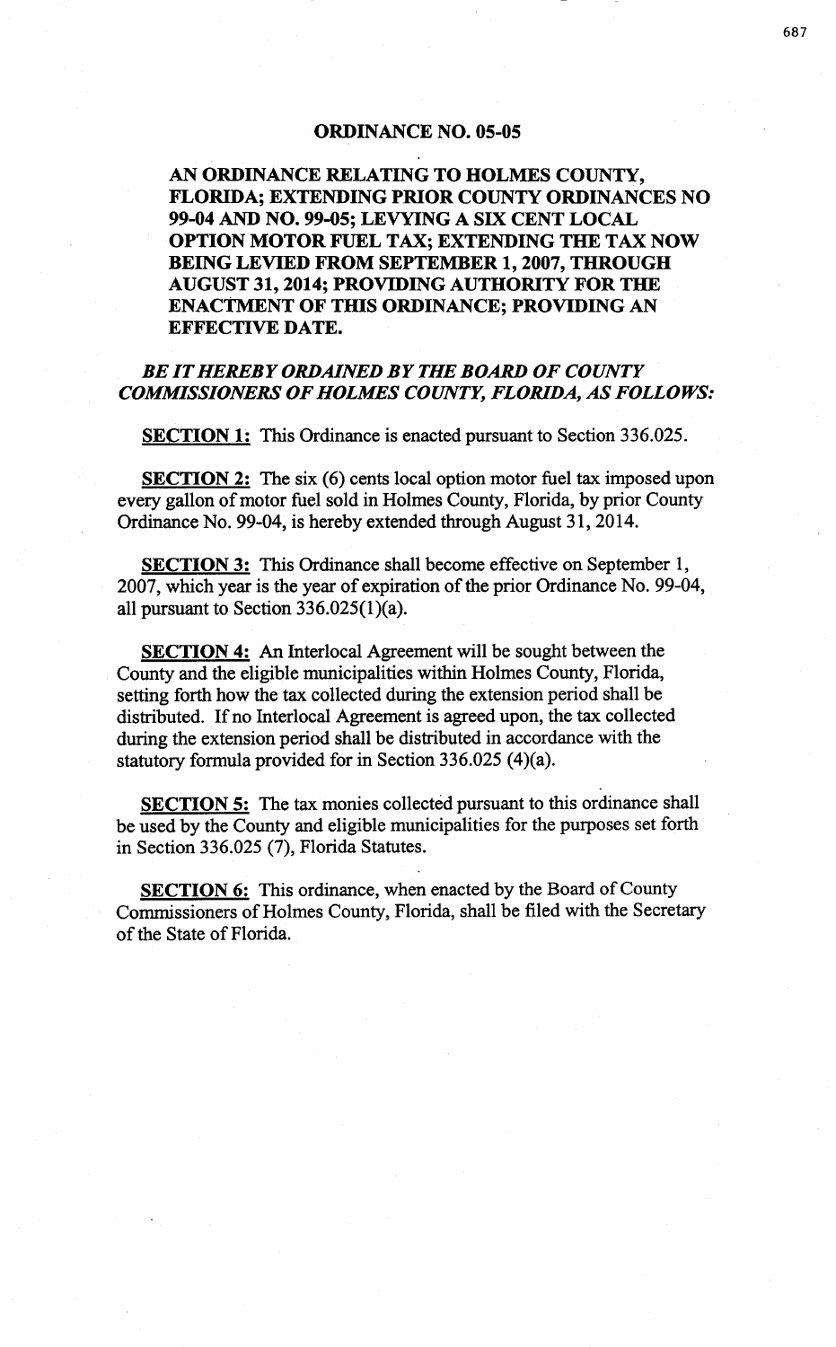# ORDINANCE NO. 05-05

**AN ORDINANCE RELATING TO HOLMES COUNTY, FLORIDA; EXTENDING PRIOR COUNTY ORDINANCES NO 99-04 AND NO. 99-05; LEVYING A SIX CENT LOCAL OPTION MOTOR FUEL TAX; EXTENDING THE TAX NOW BEING LEVIED FROM SEPTEMBER 1, 2007, THROUGH AUGUST 31, 2014; PROVIDING AUTHORITY FOR THE ENACTMENT OF THIS ORDINANCE; PROVIDING AN EFFECTIVE DATE.**

***BE IT HEREBY ORDAINED BY THE BOARD OF COUNTY COMMISSIONERS OF HOLMES COUNTY, FLORIDA, AS FOLLOWS:***

**SECTION 1:** This Ordinance is enacted pursuant to Section 336.025.

**SECTION 2:** The six (6) cents local option motor fuel tax imposed upon every gallon of motor fuel sold in Holmes County, Florida, by prior County Ordinance No. 99-04, is hereby extended through August 31, 2014.

**SECTION 3:** This Ordinance shall become effective on September 1, 2007, which year is the year of expiration of the prior Ordinance No. 99-04, all pursuant to Section 336.025(1)(a).

**SECTION 4:** An Interlocal Agreement will be sought between the County and the eligible municipalities within Holmes County, Florida, setting forth how the tax collected during the extension period shall be distributed. If no Interlocal Agreement is agreed upon, the tax collected during the extension period shall be distributed in accordance with the statutory formula provided for in Section 336.025 (4)(a).

**SECTION 5:** The tax monies collected pursuant to this ordinance shall be used by the County and eligible municipalities for the purposes set forth in Section 336.025 (7), Florida Statutes.

**SECTION 6:** This ordinance, when enacted by the Board of County Commissioners of Holmes County, Florida, shall be filed with the Secretary of the State of Florida.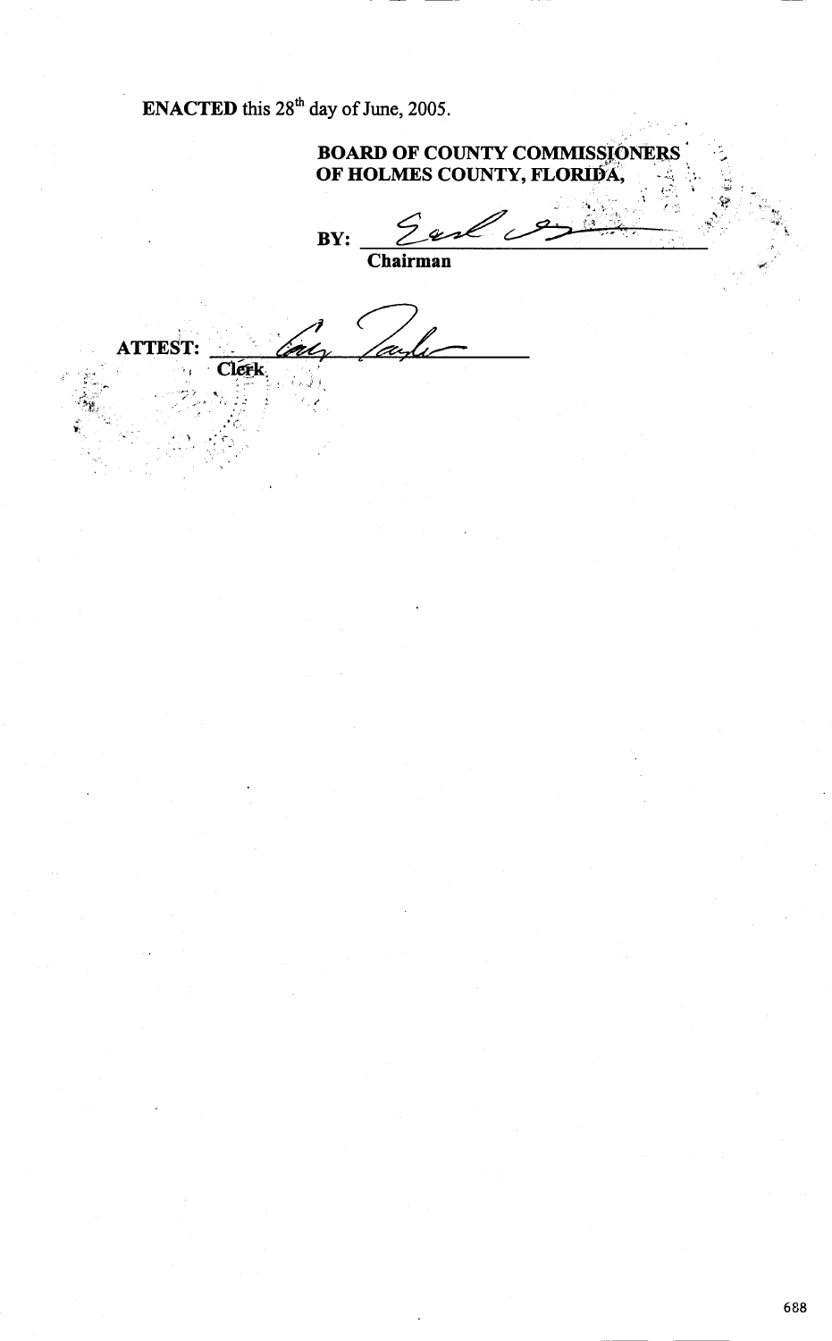**ENACTED** this 28th day of June, 2005.

**BOARD OF COUNTY COMMISSIONERS OF HOLMES COUNTY, FLORIDA,**

**BY:** ______________________
**Chairman**

**ATTEST:** ______________________
**Clerk**